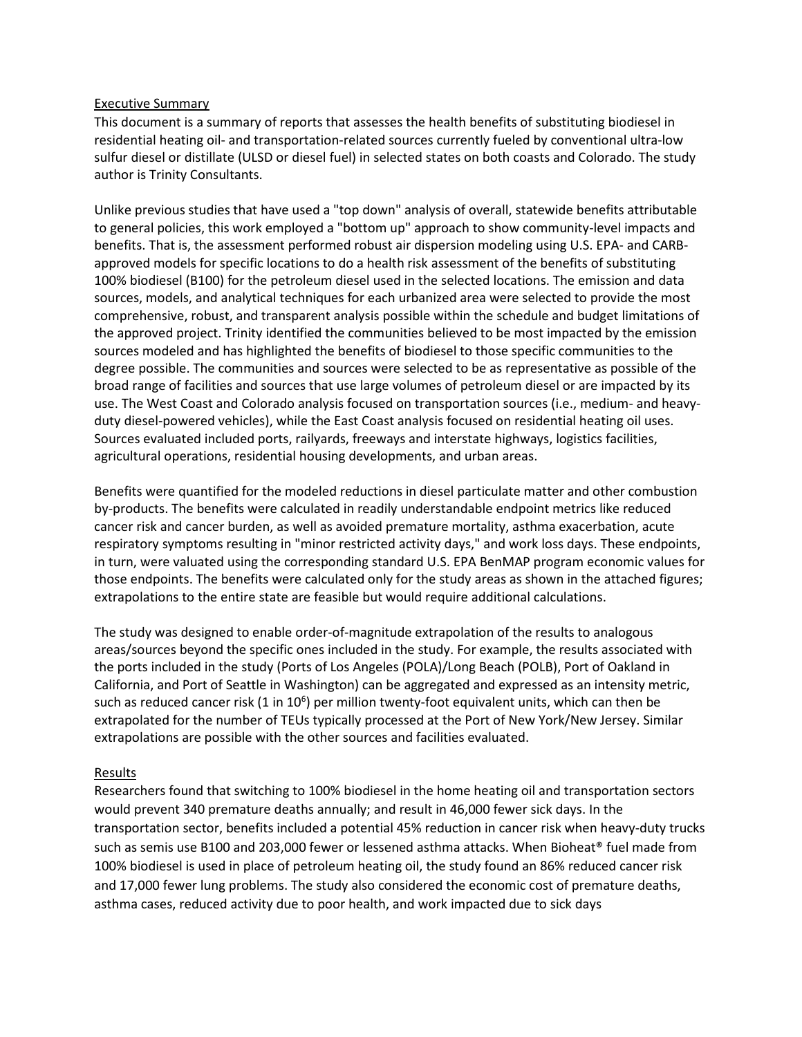## Executive Summary

This document is a summary of reports that assesses the health benefits of substituting biodiesel in residential heating oil- and transportation-related sources currently fueled by conventional ultra-low sulfur diesel or distillate (ULSD or diesel fuel) in selected states on both coasts and Colorado. The study author is Trinity Consultants.

Unlike previous studies that have used a "top down" analysis of overall, statewide benefits attributable to general policies, this work employed a "bottom up" approach to show community-level impacts and benefits. That is, the assessment performed robust air dispersion modeling using U.S. EPA- and CARB-approved models for specific locations to do a health risk assessment of the benefits of substituting 100% biodiesel (B100) for the petroleum diesel used in the selected locations. The emission and data sources, models, and analytical techniques for each urbanized area were selected to provide the most comprehensive, robust, and transparent analysis possible within the schedule and budget limitations of the approved project. Trinity identified the communities believed to be most impacted by the emission sources modeled and has highlighted the benefits of biodiesel to those specific communities to the degree possible. The communities and sources were selected to be as representative as possible of the broad range of facilities and sources that use large volumes of petroleum diesel or are impacted by its use. The West Coast and Colorado analysis focused on transportation sources (i.e., medium- and heavy-duty diesel-powered vehicles), while the East Coast analysis focused on residential heating oil uses. Sources evaluated included ports, railyards, freeways and interstate highways, logistics facilities, agricultural operations, residential housing developments, and urban areas.

Benefits were quantified for the modeled reductions in diesel particulate matter and other combustion by-products. The benefits were calculated in readily understandable endpoint metrics like reduced cancer risk and cancer burden, as well as avoided premature mortality, asthma exacerbation, acute respiratory symptoms resulting in "minor restricted activity days," and work loss days. These endpoints, in turn, were valuated using the corresponding standard U.S. EPA BenMAP program economic values for those endpoints. The benefits were calculated only for the study areas as shown in the attached figures; extrapolations to the entire state are feasible but would require additional calculations.

The study was designed to enable order-of-magnitude extrapolation of the results to analogous areas/sources beyond the specific ones included in the study. For example, the results associated with the ports included in the study (Ports of Los Angeles (POLA)/Long Beach (POLB), Port of Oakland in California, and Port of Seattle in Washington) can be aggregated and expressed as an intensity metric, such as reduced cancer risk (1 in $10^6$) per million twenty-foot equivalent units, which can then be extrapolated for the number of TEUs typically processed at the Port of New York/New Jersey. Similar extrapolations are possible with the other sources and facilities evaluated.

## Results

Researchers found that switching to 100% biodiesel in the home heating oil and transportation sectors would prevent 340 premature deaths annually; and result in 46,000 fewer sick days. In the transportation sector, benefits included a potential 45% reduction in cancer risk when heavy-duty trucks such as semis use B100 and 203,000 fewer or lessened asthma attacks. When Bioheat® fuel made from 100% biodiesel is used in place of petroleum heating oil, the study found an 86% reduced cancer risk and 17,000 fewer lung problems. The study also considered the economic cost of premature deaths, asthma cases, reduced activity due to poor health, and work impacted due to sick days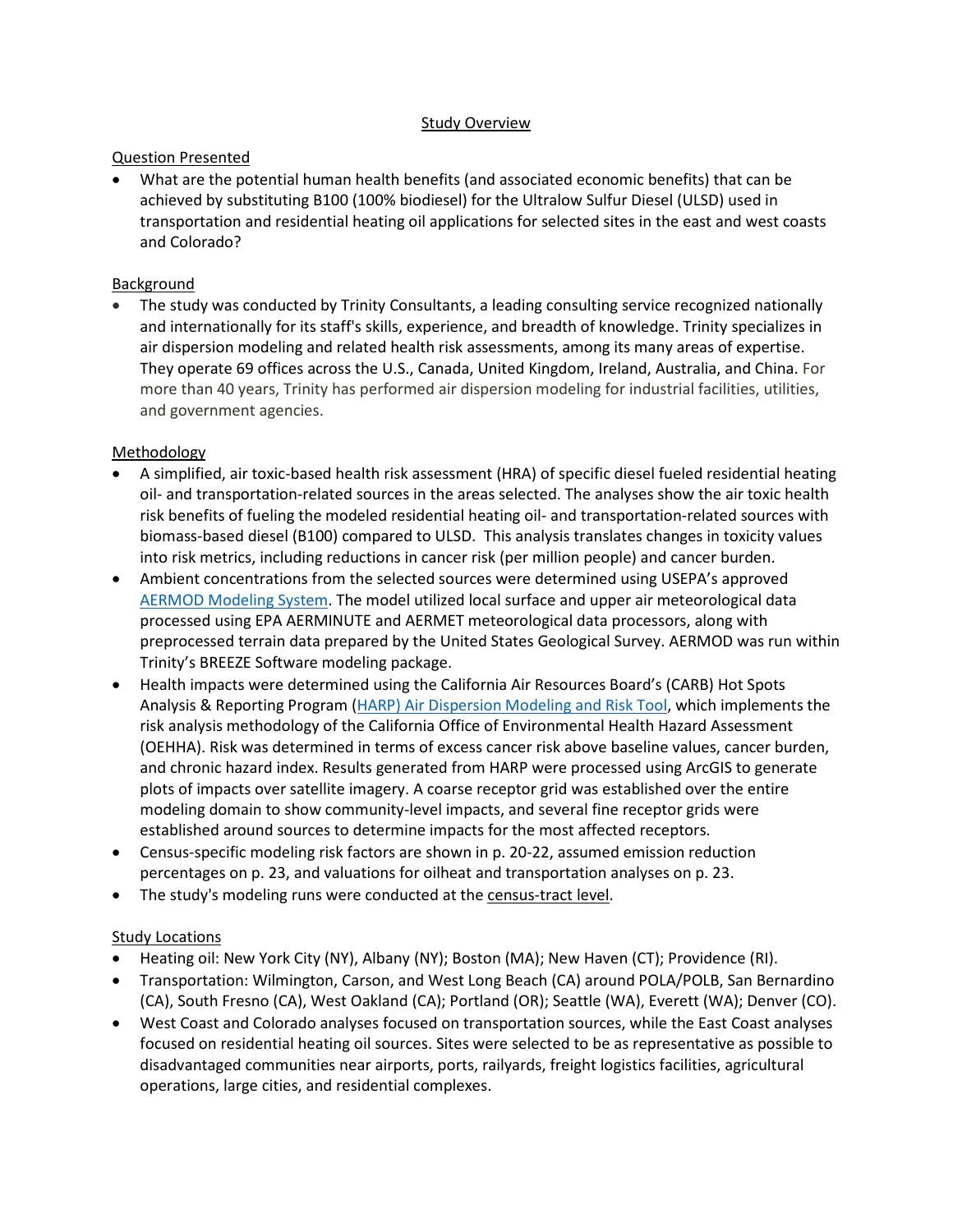## Study Overview

### Question Presented

- What are the potential human health benefits (and associated economic benefits) that can be achieved by substituting B100 (100% biodiesel) for the Ultralow Sulfur Diesel (ULSD) used in transportation and residential heating oil applications for selected sites in the east and west coasts and Colorado?

### Background

- The study was conducted by Trinity Consultants, a leading consulting service recognized nationally and internationally for its staff's skills, experience, and breadth of knowledge. Trinity specializes in air dispersion modeling and related health risk assessments, among its many areas of expertise. They operate 69 offices across the U.S., Canada, United Kingdom, Ireland, Australia, and China. For more than 40 years, Trinity has performed air dispersion modeling for industrial facilities, utilities, and government agencies.

### Methodology

- A simplified, air toxic-based health risk assessment (HRA) of specific diesel fueled residential heating oil- and transportation-related sources in the areas selected. The analyses show the air toxic health risk benefits of fueling the modeled residential heating oil- and transportation-related sources with biomass-based diesel (B100) compared to ULSD. This analysis translates changes in toxicity values into risk metrics, including reductions in cancer risk (per million people) and cancer burden.
- Ambient concentrations from the selected sources were determined using USEPA's approved AERMOD Modeling System. The model utilized local surface and upper air meteorological data processed using EPA AERMINUTE and AERMET meteorological data processors, along with preprocessed terrain data prepared by the United States Geological Survey. AERMOD was run within Trinity's BREEZE Software modeling package.
- Health impacts were determined using the California Air Resources Board's (CARB) Hot Spots Analysis & Reporting Program (HARP) Air Dispersion Modeling and Risk Tool, which implements the risk analysis methodology of the California Office of Environmental Health Hazard Assessment (OEHHA). Risk was determined in terms of excess cancer risk above baseline values, cancer burden, and chronic hazard index. Results generated from HARP were processed using ArcGIS to generate plots of impacts over satellite imagery. A coarse receptor grid was established over the entire modeling domain to show community-level impacts, and several fine receptor grids were established around sources to determine impacts for the most affected receptors.
- Census-specific modeling risk factors are shown in p. 20-22, assumed emission reduction percentages on p. 23, and valuations for oilheat and transportation analyses on p. 23.
- The study's modeling runs were conducted at the census-tract level.

### Study Locations

- Heating oil: New York City (NY), Albany (NY); Boston (MA); New Haven (CT); Providence (RI).
- Transportation: Wilmington, Carson, and West Long Beach (CA) around POLA/POLB, San Bernardino (CA), South Fresno (CA), West Oakland (CA); Portland (OR); Seattle (WA), Everett (WA); Denver (CO).
- West Coast and Colorado analyses focused on transportation sources, while the East Coast analyses focused on residential heating oil sources. Sites were selected to be as representative as possible to disadvantaged communities near airports, ports, railyards, freight logistics facilities, agricultural operations, large cities, and residential complexes.